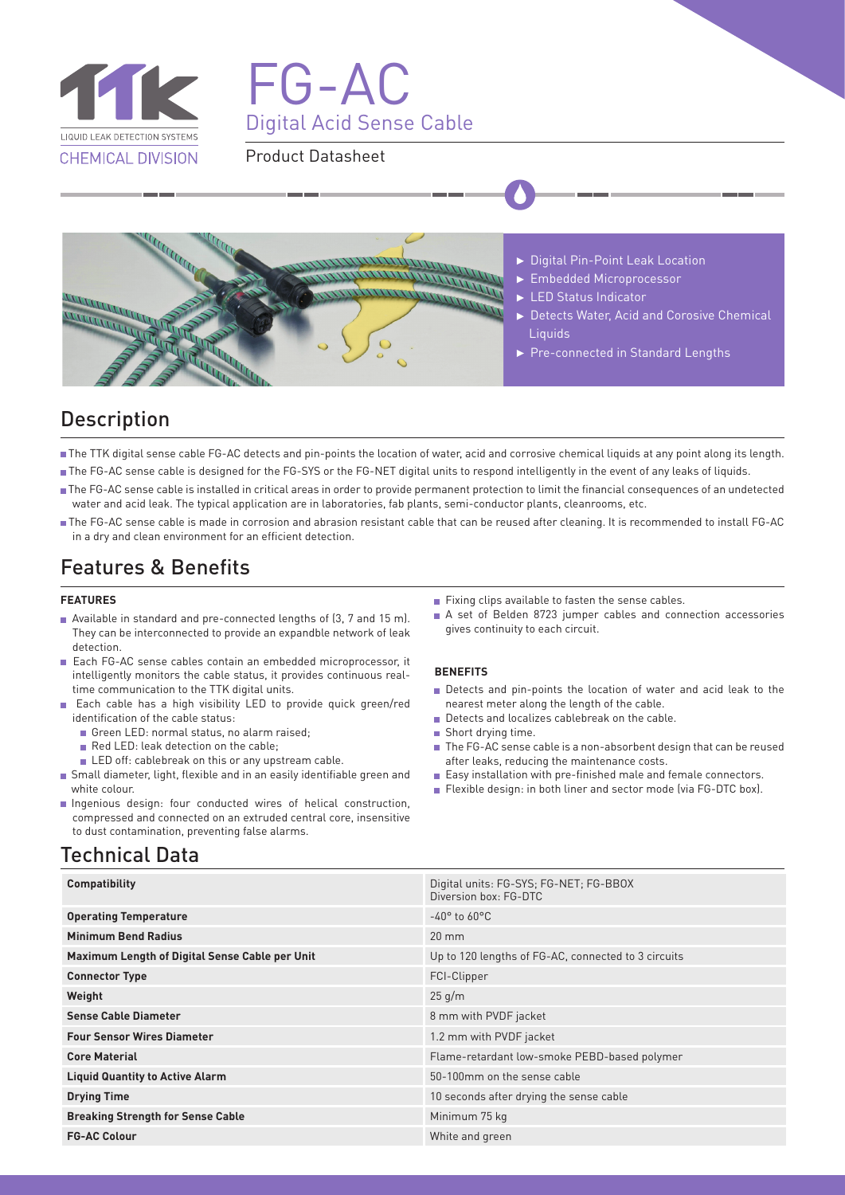TTK

LIQUID LEAK DETECTION SYSTEMS

CHEMICAL DIVISION

# FG-AC

## Digital Acid Sense Cable

Product Datasheet

- ► Digital Pin-Point Leak Location
- ► Embedded Microprocessor
- ► LED Status Indicator
- ► Detects Water, Acid and Corosive Chemical Liquids
- ► Pre-connected in Standard Lengths

## Description

- The TTK digital sense cable FG-AC detects and pin-points the location of water, acid and corrosive chemical liquids at any point along its length.
- The FG-AC sense cable is designed for the FG-SYS or the FG-NET digital units to respond intelligently in the event of any leaks of liquids.
- The FG-AC sense cable is installed in critical areas in order to provide permanent protection to limit the financial consequences of an undetected water and acid leak. The typical application are in laboratories, fab plants, semi-conductor plants, cleanrooms, etc.
- The FG-AC sense cable is made in corrosion and abrasion resistant cable that can be reused after cleaning. It is recommended to install FG-AC in a dry and clean environment for an efficient detection.

## Features & Benefits

### FEATURES

- Available in standard and pre-connected lengths of (3, 7 and 15 m). They can be interconnected to provide an expandble network of leak detection.
- Each FG-AC sense cables contain an embedded microprocessor, it intelligently monitors the cable status, it provides continuous real-time communication to the TTK digital units.
- Each cable has a high visibility LED to provide quick green/red identification of the cable status:
  - Green LED: normal status, no alarm raised;
  - Red LED: leak detection on the cable;
  - LED off: cablebreak on this or any upstream cable.
- Small diameter, light, flexible and in an easily identifiable green and white colour.
- Ingenious design: four conducted wires of helical construction, compressed and connected on an extruded central core, insensitive to dust contamination, preventing false alarms.
- Fixing clips available to fasten the sense cables.
- A set of Belden 8723 jumper cables and connection accessories gives continuity to each circuit.

### BENEFITS

- Detects and pin-points the location of water and acid leak to the nearest meter along the length of the cable.
- Detects and localizes cablebreak on the cable.
- Short drying time.
- The FG-AC sense cable is a non-absorbent design that can be reused after leaks, reducing the maintenance costs.
- Easy installation with pre-finished male and female connectors.
- Flexible design: in both liner and sector mode (via FG-DTC box).

## Technical Data

| | |
|---|---|
| **Compatibility** | Digital units: FG-SYS; FG-NET; FG-BBOX<br>Diversion box: FG-DTC |
| **Operating Temperature** | -40° to 60°C |
| **Minimum Bend Radius** | 20 mm |
| **Maximum Length of Digital Sense Cable per Unit** | Up to 120 lengths of FG-AC, connected to 3 circuits |
| **Connector Type** | FCI-Clipper |
| **Weight** | 25 g/m |
| **Sense Cable Diameter** | 8 mm with PVDF jacket |
| **Four Sensor Wires Diameter** | 1.2 mm with PVDF jacket |
| **Core Material** | Flame-retardant low-smoke PEBD-based polymer |
| **Liquid Quantity to Active Alarm** | 50-100mm on the sense cable |
| **Drying Time** | 10 seconds after drying the sense cable |
| **Breaking Strength for Sense Cable** | Minimum 75 kg |
| **FG-AC Colour** | White and green |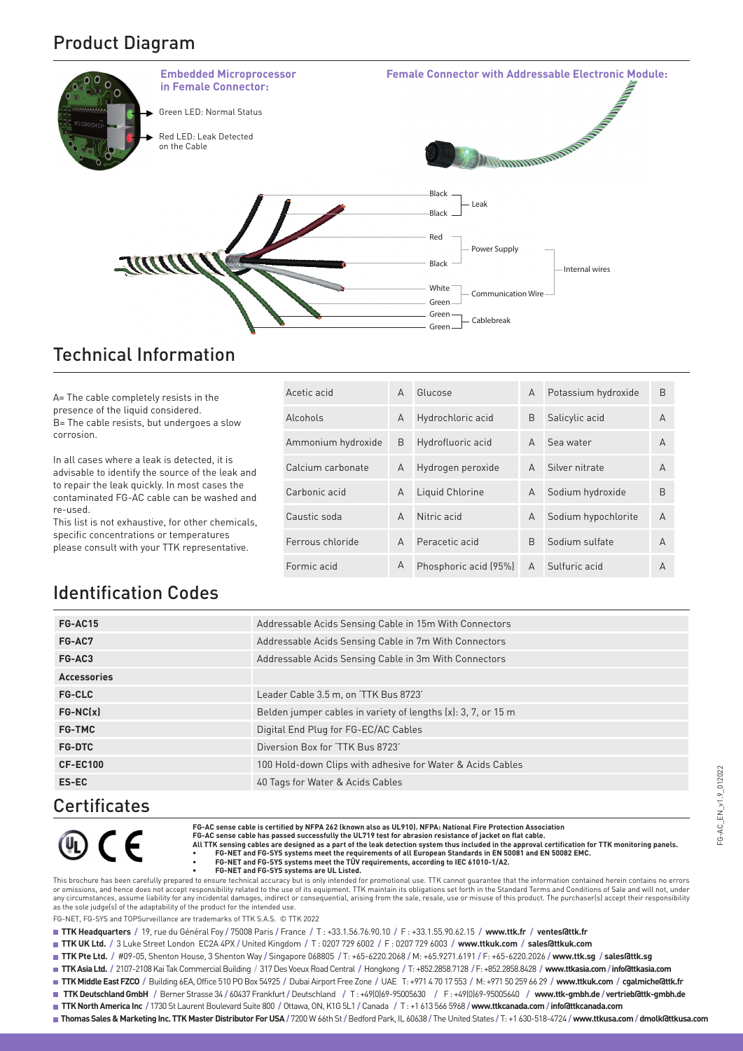## Product Diagram

**Embedded Microprocessor in Female Connector:**

Green LED: Normal Status

Red LED: Leak Detected on the Cable

**Female Connector with Addressable Electronic Module:**

Black
Black
Leak

Red
Black
Power Supply

White
Green
Communication Wire

Internal wires

Green
Green
Cablebreak

## Technical Information

A= The cable completely resists in the presence of the liquid considered.
B= The cable resists, but undergoes a slow corrosion.

In all cases where a leak is detected, it is advisable to identify the source of the leak and to repair the leak quickly. In most cases the contaminated FG-AC cable can be washed and re-used.
This list is not exhaustive, for other chemicals, specific concentrations or temperatures please consult with your TTK representative.

| | | | | | |
|---|---|---|---|---|---|
| Acetic acid | A | Glucose | A | Potassium hydroxide | B |
| Alcohols | A | Hydrochloric acid | B | Salicylic acid | A |
| Ammonium hydroxide | B | Hydrofluoric acid | A | Sea water | A |
| Calcium carbonate | A | Hydrogen peroxide | A | Silver nitrate | A |
| Carbonic acid | A | Liquid Chlorine | A | Sodium hydroxide | B |
| Caustic soda | A | Nitric acid | A | Sodium hypochlorite | A |
| Ferrous chloride | A | Peracetic acid | B | Sodium sulfate | A |
| Formic acid | A | Phosphoric acid (95%) | A | Sulfuric acid | A |

## Identification Codes

| | |
|---|---|
| **FG-AC15** | Addressable Acids Sensing Cable in 15m With Connectors |
| **FG-AC7** | Addressable Acids Sensing Cable in 7m With Connectors |
| **FG-AC3** | Addressable Acids Sensing Cable in 3m With Connectors |
| **Accessories** | |
| **FG-CLC** | Leader Cable 3.5 m, on 'TTK Bus 8723' |
| **FG-NC(x)** | Belden jumper cables in variety of lengths (x): 3, 7, or 15 m |
| **FG-TMC** | Digital End Plug for FG-EC/AC Cables |
| **FG-DTC** | Diversion Box for 'TTK Bus 8723' |
| **CF-EC100** | 100 Hold-down Clips with adhesive for Water & Acids Cables |
| **ES-EC** | 40 Tags for Water & Acids Cables |

## Certificates

**FG-AC sense cable is certified by NFPA 262 (known also as UL910). NFPA: National Fire Protection Association**
**FG-AC sense cable has passed successfully the UL719 test for abrasion resistance of jacket on flat cable.**
**All TTK sensing cables are designed as a part of the leak detection system thus included in the approval certification for TTK monitoring panels.**

- **FG-NET and FG-SYS systems meet the requirements of all European Standards in EN 50081 and EN 50082 EMC.**
- **FG-NET and FG-SYS systems meet the TÜV requirements, according to IEC 61010-1/A2.**
- **FG-NET and FG-SYS systems are UL Listed.**

This brochure has been carefully prepared to ensure technical accuracy but is only intended for promotional use. TTK cannot guarantee that the information contained herein contains no errors or omissions, and hence does not accept responsibility related to the use of its equipment. TTK maintain its obligations set forth in the Standard Terms and Conditions of Sale and will not, under any circumstances, assume liability for any incidental damages, indirect or consequential, arising from the sale, resale, use or misuse of this product. The purchaser(s) accept their responsibility as the sole judge(s) of the adaptability of the product for the intended use.

FG-NET, FG-SYS and TOPSurveillance are trademarks of TTK S.A.S. © TTK 2022

- **TTK Headquarters** / 19, rue du Général Foy / 75008 Paris / France / T : +33.1.56.76.90.10 / F : +33.1.55.90.62.15 / **www.ttk.fr** / **ventes@ttk.fr**
- **TTK UK Ltd.** / 3 Luke Street London EC2A 4PX / United Kingdom / T : 0207 729 6002 / F : 0207 729 6003 / **www.ttkuk.com** / **sales@ttkuk.com**
- **TTK Pte Ltd.** / #09-05, Shenton House, 3 Shenton Way / Singapore 068805 / T: +65-6220.2068 / M: +65.9271.6191 / F: +65-6220.2026 / **www.ttk.sg** / **sales@ttk.sg**
- **TTK Asia Ltd.** / 2107-2108 Kai Tak Commercial Building / 317 Des Voeux Road Central / Hongkong / T: +852.2858.7128 / F: +852.2858.8428 / **www.ttkasia.com** / **info@ttkasia.com**
- **TTK Middle East FZCO** / Building 6EA, Office 510 PO Box 54925 / Dubai Airport Free Zone / UAE T: +971 4 70 17 553 / M: +971 50 259 66 29 / **www.ttkuk.com** / **cgalmiche@ttk.fr**
- **TTK Deutschland GmbH** / Berner Strasse 34 / 60437 Frankfurt / Deutschland / T : +49(0)69-95005630 / F : +49(0)69-95005640 / **www.ttk-gmbh.de** / **vertrieb@ttk-gmbh.de**
- **TTK North America Inc** / 1730 St Laurent Boulevard Suite 800 / Ottawa, ON, K1G 5L1 / Canada / T : +1 613 566 5968 / **www.ttkcanada.com** / **info@ttkcanada.com**
- **Thomas Sales & Marketing Inc. TTK Master Distributor For USA** / 7200 W 66th St / Bedford Park, IL 60638 / The United States / T: +1 630-518-4724 / **www.ttkusa.com** / **dmolk@ttkusa.com**

FG-AC_EN_v1.9_012022